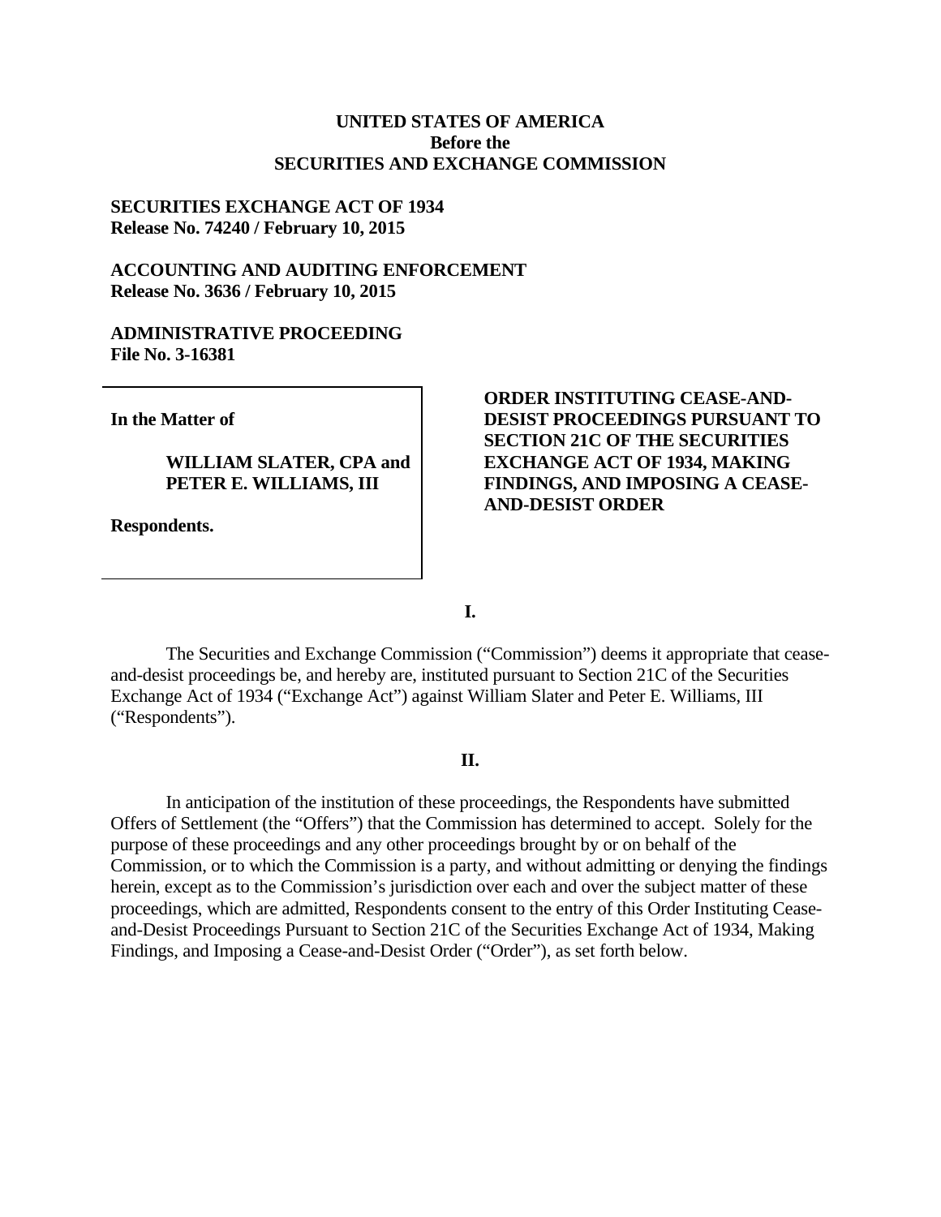**UNITED STATES OF AMERICA**
**Before the**
**SECURITIES AND EXCHANGE COMMISSION**

**SECURITIES EXCHANGE ACT OF 1934**
**Release No. 74240 / February 10, 2015**

**ACCOUNTING AND AUDITING ENFORCEMENT**
**Release No. 3636 / February 10, 2015**

**ADMINISTRATIVE PROCEEDING**
**File No. 3-16381**

**In the Matter of**

**WILLIAM SLATER, CPA and PETER E. WILLIAMS, III**

**Respondents.**

**ORDER INSTITUTING CEASE-AND-DESIST PROCEEDINGS PURSUANT TO SECTION 21C OF THE SECURITIES EXCHANGE ACT OF 1934, MAKING FINDINGS, AND IMPOSING A CEASE-AND-DESIST ORDER**

**I.**

The Securities and Exchange Commission ("Commission") deems it appropriate that cease-and-desist proceedings be, and hereby are, instituted pursuant to Section 21C of the Securities Exchange Act of 1934 ("Exchange Act") against William Slater and Peter E. Williams, III ("Respondents").

**II.**

In anticipation of the institution of these proceedings, the Respondents have submitted Offers of Settlement (the "Offers") that the Commission has determined to accept. Solely for the purpose of these proceedings and any other proceedings brought by or on behalf of the Commission, or to which the Commission is a party, and without admitting or denying the findings herein, except as to the Commission's jurisdiction over each and over the subject matter of these proceedings, which are admitted, Respondents consent to the entry of this Order Instituting Cease-and-Desist Proceedings Pursuant to Section 21C of the Securities Exchange Act of 1934, Making Findings, and Imposing a Cease-and-Desist Order ("Order"), as set forth below.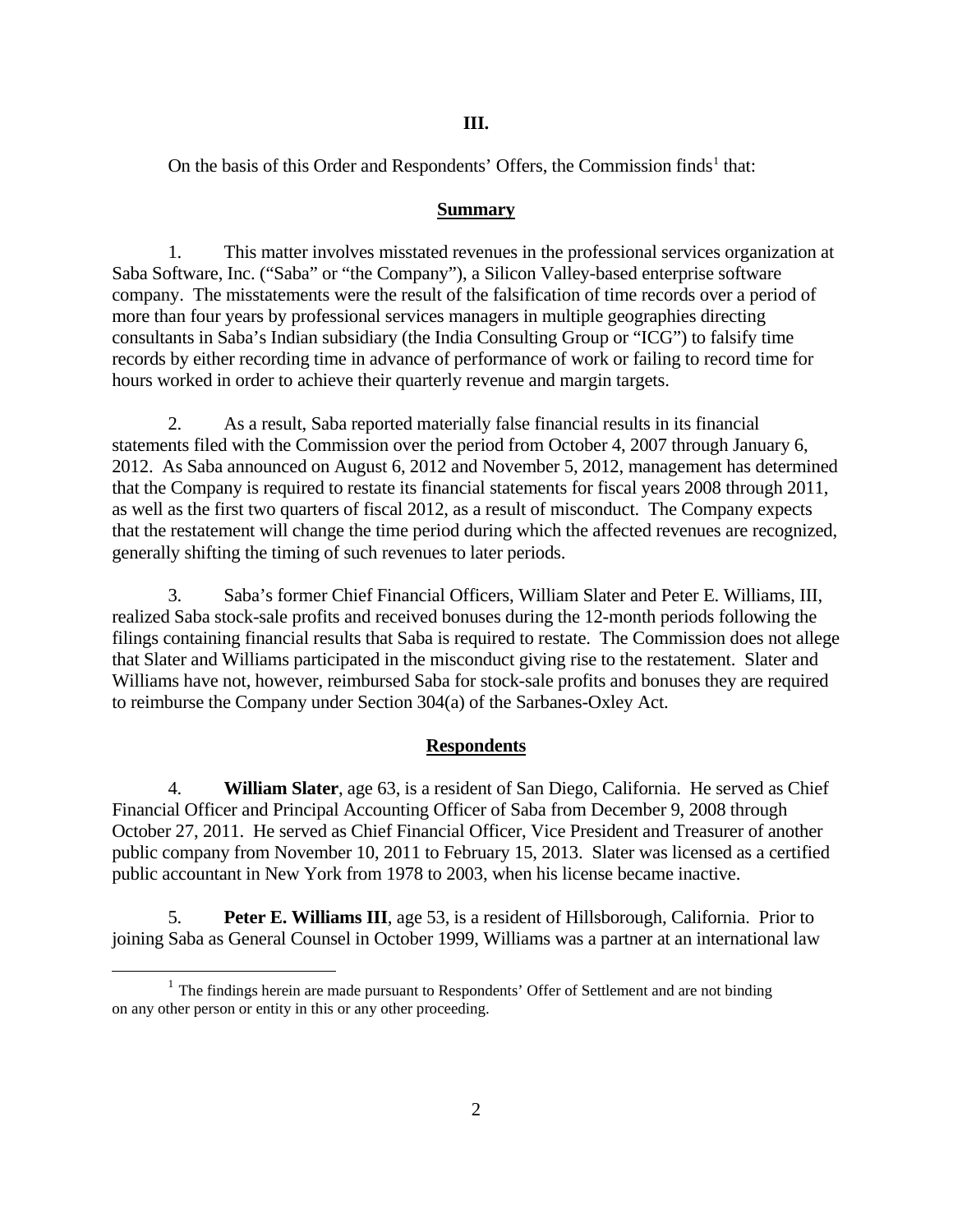# III.

On the basis of this Order and Respondents' Offers, the Commission finds[1] that:

## Summary

1. This matter involves misstated revenues in the professional services organization at Saba Software, Inc. ("Saba" or "the Company"), a Silicon Valley-based enterprise software company. The misstatements were the result of the falsification of time records over a period of more than four years by professional services managers in multiple geographies directing consultants in Saba's Indian subsidiary (the India Consulting Group or "ICG") to falsify time records by either recording time in advance of performance of work or failing to record time for hours worked in order to achieve their quarterly revenue and margin targets.

2. As a result, Saba reported materially false financial results in its financial statements filed with the Commission over the period from October 4, 2007 through January 6, 2012. As Saba announced on August 6, 2012 and November 5, 2012, management has determined that the Company is required to restate its financial statements for fiscal years 2008 through 2011, as well as the first two quarters of fiscal 2012, as a result of misconduct. The Company expects that the restatement will change the time period during which the affected revenues are recognized, generally shifting the timing of such revenues to later periods.

3. Saba's former Chief Financial Officers, William Slater and Peter E. Williams, III, realized Saba stock-sale profits and received bonuses during the 12-month periods following the filings containing financial results that Saba is required to restate. The Commission does not allege that Slater and Williams participated in the misconduct giving rise to the restatement. Slater and Williams have not, however, reimbursed Saba for stock-sale profits and bonuses they are required to reimburse the Company under Section 304(a) of the Sarbanes-Oxley Act.

## Respondents

4. **William Slater**, age 63, is a resident of San Diego, California. He served as Chief Financial Officer and Principal Accounting Officer of Saba from December 9, 2008 through October 27, 2011. He served as Chief Financial Officer, Vice President and Treasurer of another public company from November 10, 2011 to February 15, 2013. Slater was licensed as a certified public accountant in New York from 1978 to 2003, when his license became inactive.

5. **Peter E. Williams III**, age 53, is a resident of Hillsborough, California. Prior to joining Saba as General Counsel in October 1999, Williams was a partner at an international law

[1] The findings herein are made pursuant to Respondents' Offer of Settlement and are not binding on any other person or entity in this or any other proceeding.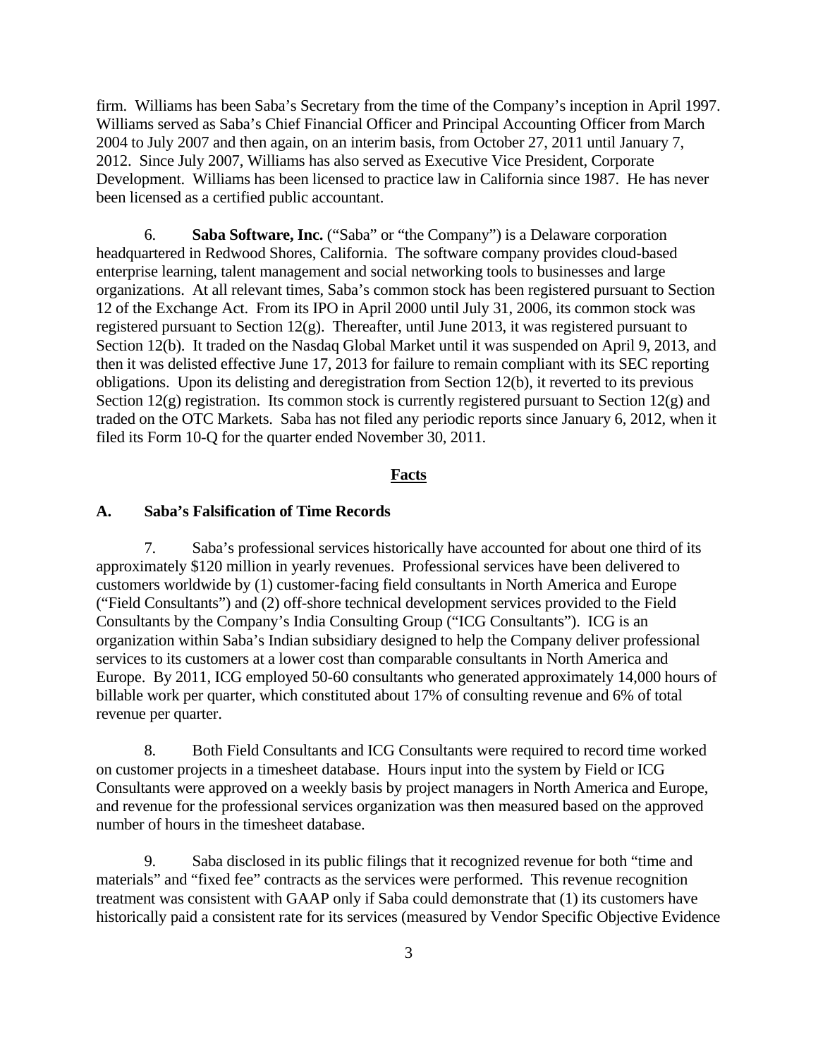firm. Williams has been Saba's Secretary from the time of the Company's inception in April 1997. Williams served as Saba's Chief Financial Officer and Principal Accounting Officer from March 2004 to July 2007 and then again, on an interim basis, from October 27, 2011 until January 7, 2012. Since July 2007, Williams has also served as Executive Vice President, Corporate Development. Williams has been licensed to practice law in California since 1987. He has never been licensed as a certified public accountant.

6. **Saba Software, Inc.** ("Saba" or "the Company") is a Delaware corporation headquartered in Redwood Shores, California. The software company provides cloud-based enterprise learning, talent management and social networking tools to businesses and large organizations. At all relevant times, Saba's common stock has been registered pursuant to Section 12 of the Exchange Act. From its IPO in April 2000 until July 31, 2006, its common stock was registered pursuant to Section 12(g). Thereafter, until June 2013, it was registered pursuant to Section 12(b). It traded on the Nasdaq Global Market until it was suspended on April 9, 2013, and then it was delisted effective June 17, 2013 for failure to remain compliant with its SEC reporting obligations. Upon its delisting and deregistration from Section 12(b), it reverted to its previous Section 12(g) registration. Its common stock is currently registered pursuant to Section 12(g) and traded on the OTC Markets. Saba has not filed any periodic reports since January 6, 2012, when it filed its Form 10-Q for the quarter ended November 30, 2011.

## Facts

### A. Saba's Falsification of Time Records

7. Saba's professional services historically have accounted for about one third of its approximately $120 million in yearly revenues. Professional services have been delivered to customers worldwide by (1) customer-facing field consultants in North America and Europe ("Field Consultants") and (2) off-shore technical development services provided to the Field Consultants by the Company's India Consulting Group ("ICG Consultants"). ICG is an organization within Saba's Indian subsidiary designed to help the Company deliver professional services to its customers at a lower cost than comparable consultants in North America and Europe. By 2011, ICG employed 50-60 consultants who generated approximately 14,000 hours of billable work per quarter, which constituted about 17% of consulting revenue and 6% of total revenue per quarter.

8. Both Field Consultants and ICG Consultants were required to record time worked on customer projects in a timesheet database. Hours input into the system by Field or ICG Consultants were approved on a weekly basis by project managers in North America and Europe, and revenue for the professional services organization was then measured based on the approved number of hours in the timesheet database.

9. Saba disclosed in its public filings that it recognized revenue for both "time and materials" and "fixed fee" contracts as the services were performed. This revenue recognition treatment was consistent with GAAP only if Saba could demonstrate that (1) its customers have historically paid a consistent rate for its services (measured by Vendor Specific Objective Evidence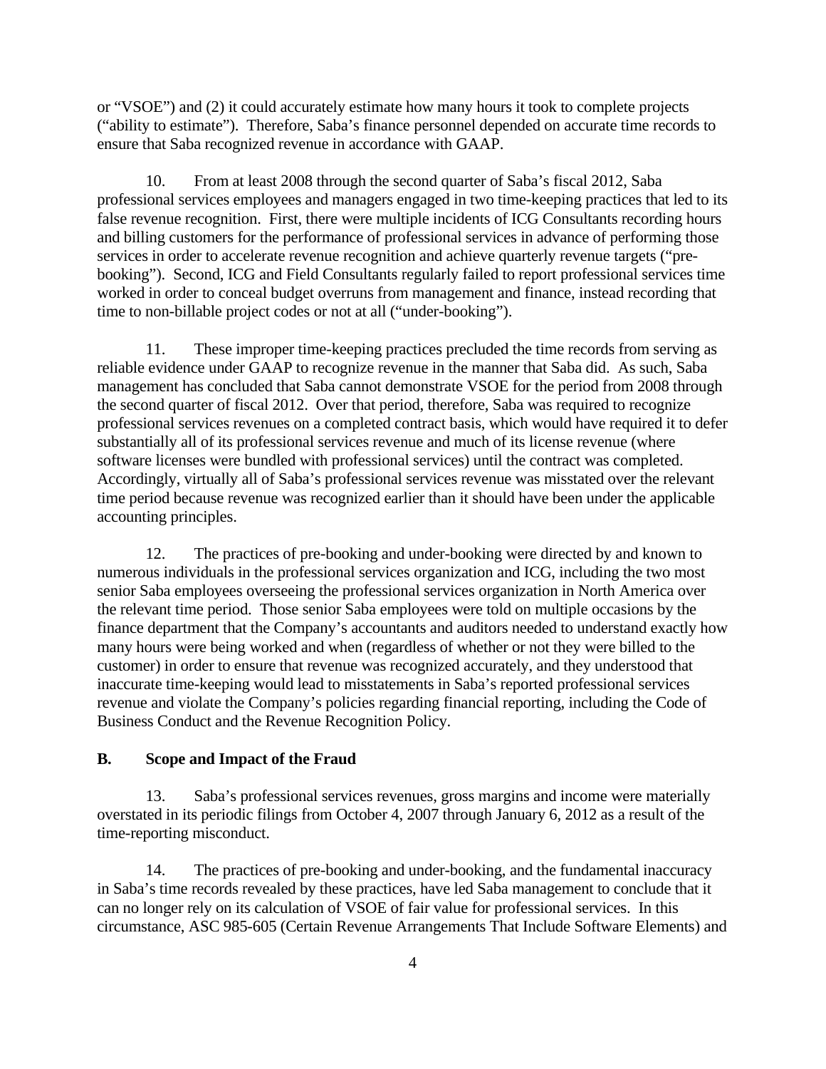or "VSOE") and (2) it could accurately estimate how many hours it took to complete projects ("ability to estimate"). Therefore, Saba's finance personnel depended on accurate time records to ensure that Saba recognized revenue in accordance with GAAP.

10. From at least 2008 through the second quarter of Saba's fiscal 2012, Saba professional services employees and managers engaged in two time-keeping practices that led to its false revenue recognition. First, there were multiple incidents of ICG Consultants recording hours and billing customers for the performance of professional services in advance of performing those services in order to accelerate revenue recognition and achieve quarterly revenue targets ("pre-booking"). Second, ICG and Field Consultants regularly failed to report professional services time worked in order to conceal budget overruns from management and finance, instead recording that time to non-billable project codes or not at all ("under-booking").

11. These improper time-keeping practices precluded the time records from serving as reliable evidence under GAAP to recognize revenue in the manner that Saba did. As such, Saba management has concluded that Saba cannot demonstrate VSOE for the period from 2008 through the second quarter of fiscal 2012. Over that period, therefore, Saba was required to recognize professional services revenues on a completed contract basis, which would have required it to defer substantially all of its professional services revenue and much of its license revenue (where software licenses were bundled with professional services) until the contract was completed. Accordingly, virtually all of Saba's professional services revenue was misstated over the relevant time period because revenue was recognized earlier than it should have been under the applicable accounting principles.

12. The practices of pre-booking and under-booking were directed by and known to numerous individuals in the professional services organization and ICG, including the two most senior Saba employees overseeing the professional services organization in North America over the relevant time period. Those senior Saba employees were told on multiple occasions by the finance department that the Company's accountants and auditors needed to understand exactly how many hours were being worked and when (regardless of whether or not they were billed to the customer) in order to ensure that revenue was recognized accurately, and they understood that inaccurate time-keeping would lead to misstatements in Saba's reported professional services revenue and violate the Company's policies regarding financial reporting, including the Code of Business Conduct and the Revenue Recognition Policy.

### B. Scope and Impact of the Fraud

13. Saba's professional services revenues, gross margins and income were materially overstated in its periodic filings from October 4, 2007 through January 6, 2012 as a result of the time-reporting misconduct.

14. The practices of pre-booking and under-booking, and the fundamental inaccuracy in Saba's time records revealed by these practices, have led Saba management to conclude that it can no longer rely on its calculation of VSOE of fair value for professional services. In this circumstance, ASC 985-605 (Certain Revenue Arrangements That Include Software Elements) and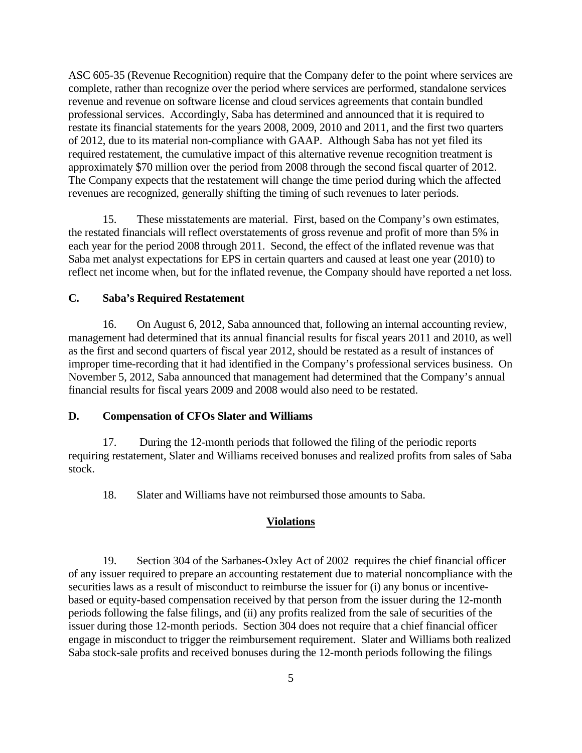ASC 605-35 (Revenue Recognition) require that the Company defer to the point where services are complete, rather than recognize over the period where services are performed, standalone services revenue and revenue on software license and cloud services agreements that contain bundled professional services. Accordingly, Saba has determined and announced that it is required to restate its financial statements for the years 2008, 2009, 2010 and 2011, and the first two quarters of 2012, due to its material non-compliance with GAAP. Although Saba has not yet filed its required restatement, the cumulative impact of this alternative revenue recognition treatment is approximately $70 million over the period from 2008 through the second fiscal quarter of 2012. The Company expects that the restatement will change the time period during which the affected revenues are recognized, generally shifting the timing of such revenues to later periods.

15. These misstatements are material. First, based on the Company's own estimates, the restated financials will reflect overstatements of gross revenue and profit of more than 5% in each year for the period 2008 through 2011. Second, the effect of the inflated revenue was that Saba met analyst expectations for EPS in certain quarters and caused at least one year (2010) to reflect net income when, but for the inflated revenue, the Company should have reported a net loss.

### C. Saba's Required Restatement

16. On August 6, 2012, Saba announced that, following an internal accounting review, management had determined that its annual financial results for fiscal years 2011 and 2010, as well as the first and second quarters of fiscal year 2012, should be restated as a result of instances of improper time-recording that it had identified in the Company's professional services business. On November 5, 2012, Saba announced that management had determined that the Company's annual financial results for fiscal years 2009 and 2008 would also need to be restated.

### D. Compensation of CFOs Slater and Williams

17. During the 12-month periods that followed the filing of the periodic reports requiring restatement, Slater and Williams received bonuses and realized profits from sales of Saba stock.

18. Slater and Williams have not reimbursed those amounts to Saba.

## Violations

19. Section 304 of the Sarbanes-Oxley Act of 2002 requires the chief financial officer of any issuer required to prepare an accounting restatement due to material noncompliance with the securities laws as a result of misconduct to reimburse the issuer for (i) any bonus or incentive-based or equity-based compensation received by that person from the issuer during the 12-month periods following the false filings, and (ii) any profits realized from the sale of securities of the issuer during those 12-month periods. Section 304 does not require that a chief financial officer engage in misconduct to trigger the reimbursement requirement. Slater and Williams both realized Saba stock-sale profits and received bonuses during the 12-month periods following the filings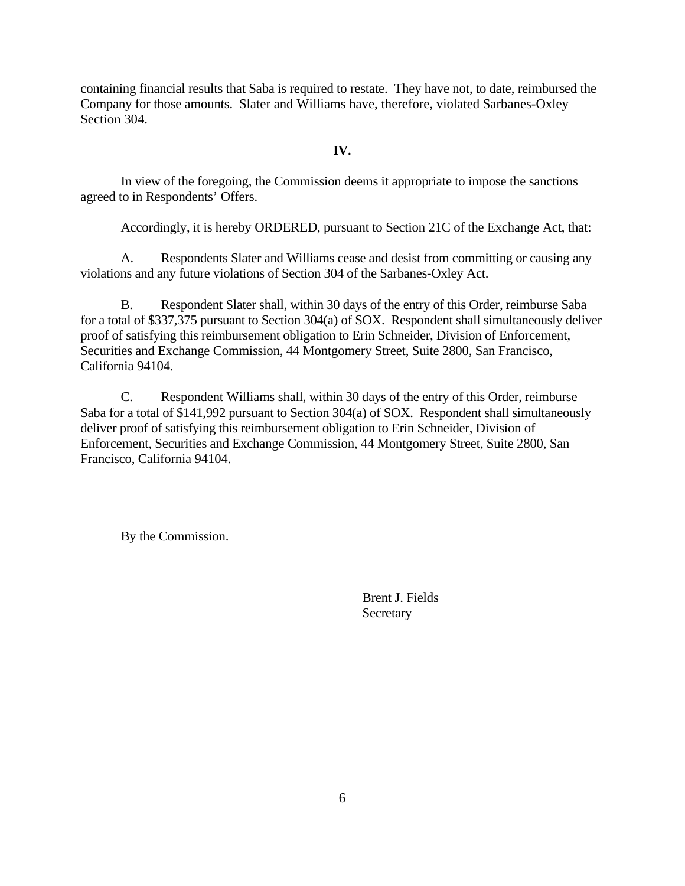containing financial results that Saba is required to restate. They have not, to date, reimbursed the Company for those amounts. Slater and Williams have, therefore, violated Sarbanes-Oxley Section 304.

**IV.**

In view of the foregoing, the Commission deems it appropriate to impose the sanctions agreed to in Respondents' Offers.

Accordingly, it is hereby ORDERED, pursuant to Section 21C of the Exchange Act, that:

A. Respondents Slater and Williams cease and desist from committing or causing any violations and any future violations of Section 304 of the Sarbanes-Oxley Act.

B. Respondent Slater shall, within 30 days of the entry of this Order, reimburse Saba for a total of $337,375 pursuant to Section 304(a) of SOX. Respondent shall simultaneously deliver proof of satisfying this reimbursement obligation to Erin Schneider, Division of Enforcement, Securities and Exchange Commission, 44 Montgomery Street, Suite 2800, San Francisco, California 94104.

C. Respondent Williams shall, within 30 days of the entry of this Order, reimburse Saba for a total of $141,992 pursuant to Section 304(a) of SOX. Respondent shall simultaneously deliver proof of satisfying this reimbursement obligation to Erin Schneider, Division of Enforcement, Securities and Exchange Commission, 44 Montgomery Street, Suite 2800, San Francisco, California 94104.

By the Commission.

Brent J. Fields
Secretary